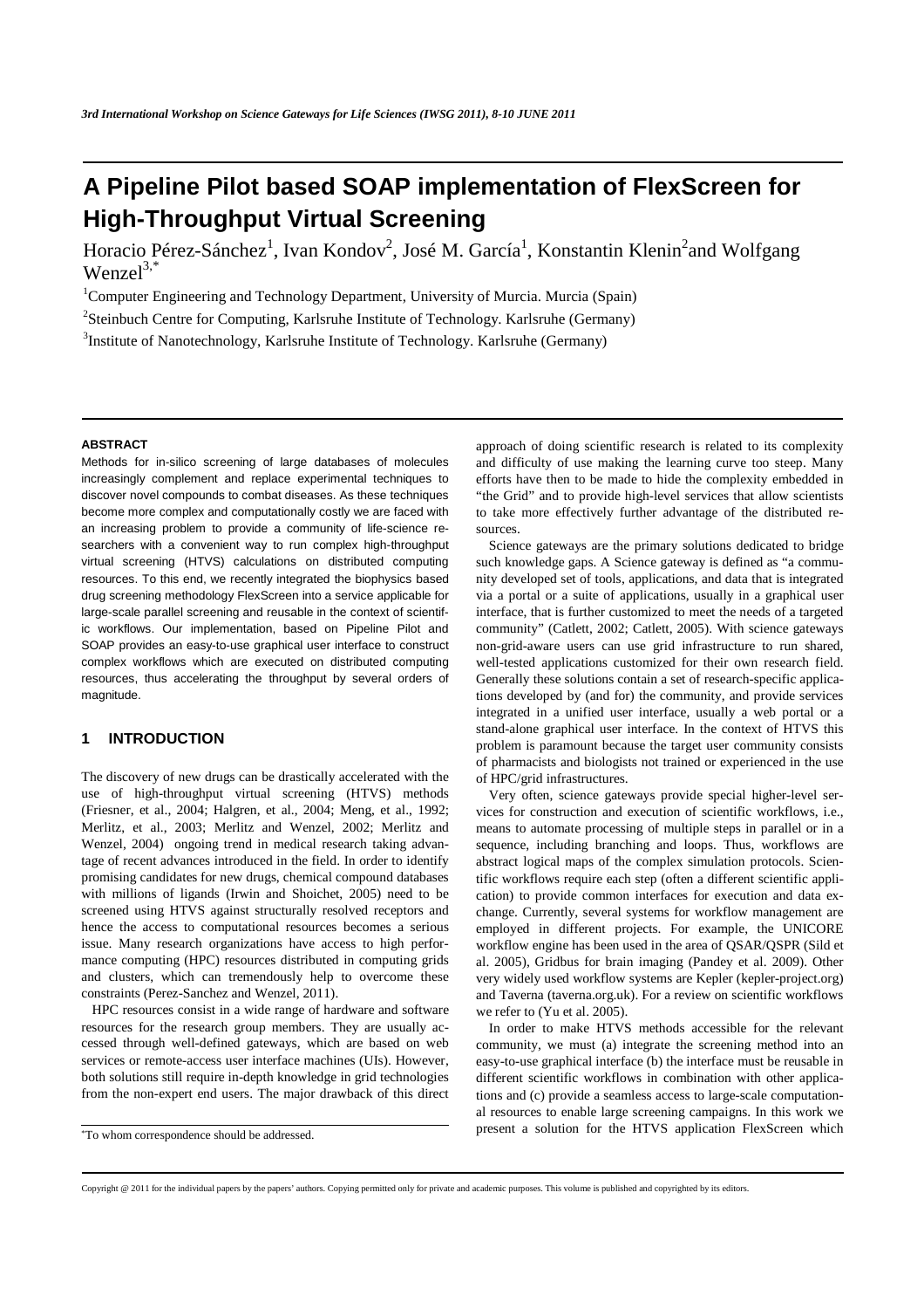# A Pipeline Pilot based SOAP implementation of FlexScreen for High-Throughput Virtual Screening

Horacio Pérez-Sánchez[1], Ivan Kondov[2], José M. García[1], Konstantin Klenin[2] and Wolfgang Wenzel[3,*]

[1]Computer Engineering and Technology Department, University of Murcia. Murcia (Spain)

[2]Steinbuch Centre for Computing, Karlsruhe Institute of Technology. Karlsruhe (Germany)

[3]Institute of Nanotechnology, Karlsruhe Institute of Technology. Karlsruhe (Germany)

### ABSTRACT

Methods for in-silico screening of large databases of molecules increasingly complement and replace experimental techniques to discover novel compounds to combat diseases. As these techniques become more complex and computationally costly we are faced with an increasing problem to provide a community of life-science researchers with a convenient way to run complex high-throughput virtual screening (HTVS) calculations on distributed computing resources. To this end, we recently integrated the biophysics based drug screening methodology FlexScreen into a service applicable for large-scale parallel screening and reusable in the context of scientific workflows. Our implementation, based on Pipeline Pilot and SOAP provides an easy-to-use graphical user interface to construct complex workflows which are executed on distributed computing resources, thus accelerating the throughput by several orders of magnitude.

## 1 INTRODUCTION

The discovery of new drugs can be drastically accelerated with the use of high-throughput virtual screening (HTVS) methods (Friesner, et al., 2004; Halgren, et al., 2004; Meng, et al., 1992; Merlitz, et al., 2003; Merlitz and Wenzel, 2002; Merlitz and Wenzel, 2004) ongoing trend in medical research taking advantage of recent advances introduced in the field. In order to identify promising candidates for new drugs, chemical compound databases with millions of ligands (Irwin and Shoichet, 2005) need to be screened using HTVS against structurally resolved receptors and hence the access to computational resources becomes a serious issue. Many research organizations have access to high performance computing (HPC) resources distributed in computing grids and clusters, which can tremendously help to overcome these constraints (Perez-Sanchez and Wenzel, 2011).

HPC resources consist in a wide range of hardware and software resources for the research group members. They are usually accessed through well-defined gateways, which are based on web services or remote-access user interface machines (UIs). However, both solutions still require in-depth knowledge in grid technologies from the non-expert end users. The major drawback of this direct approach of doing scientific research is related to its complexity and difficulty of use making the learning curve too steep. Many efforts have then to be made to hide the complexity embedded in "the Grid" and to provide high-level services that allow scientists to take more effectively further advantage of the distributed resources.

Science gateways are the primary solutions dedicated to bridge such knowledge gaps. A Science gateway is defined as "a community developed set of tools, applications, and data that is integrated via a portal or a suite of applications, usually in a graphical user interface, that is further customized to meet the needs of a targeted community" (Catlett, 2002; Catlett, 2005). With science gateways non-grid-aware users can use grid infrastructure to run shared, well-tested applications customized for their own research field. Generally these solutions contain a set of research-specific applications developed by (and for) the community, and provide services integrated in a unified user interface, usually a web portal or a stand-alone graphical user interface. In the context of HTVS this problem is paramount because the target user community consists of pharmacists and biologists not trained or experienced in the use of HPC/grid infrastructures.

Very often, science gateways provide special higher-level services for construction and execution of scientific workflows, i.e., means to automate processing of multiple steps in parallel or in a sequence, including branching and loops. Thus, workflows are abstract logical maps of the complex simulation protocols. Scientific workflows require each step (often a different scientific application) to provide common interfaces for execution and data exchange. Currently, several systems for workflow management are employed in different projects. For example, the UNICORE workflow engine has been used in the area of QSAR/QSPR (Sild et al. 2005), Gridbus for brain imaging (Pandey et al. 2009). Other very widely used workflow systems are Kepler (kepler-project.org) and Taverna (taverna.org.uk). For a review on scientific workflows we refer to (Yu et al. 2005).

In order to make HTVS methods accessible for the relevant community, we must (a) integrate the screening method into an easy-to-use graphical interface (b) the interface must be reusable in different scientific workflows in combination with other applications and (c) provide a seamless access to large-scale computational resources to enable large screening campaigns. In this work we present a solution for the HTVS application FlexScreen which

*To whom correspondence should be addressed.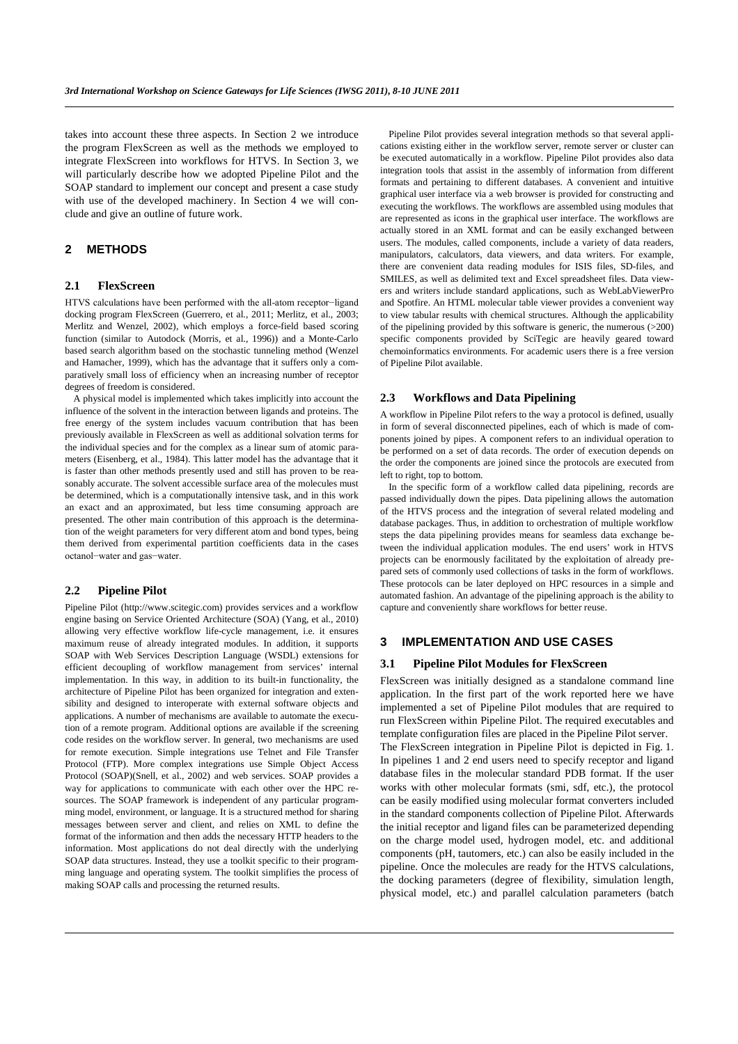takes into account these three aspects. In Section 2 we introduce the program FlexScreen as well as the methods we employed to integrate FlexScreen into workflows for HTVS. In Section 3, we will particularly describe how we adopted Pipeline Pilot and the SOAP standard to implement our concept and present a case study with use of the developed machinery. In Section 4 we will conclude and give an outline of future work.

## 2 METHODS

### 2.1 FlexScreen

HTVS calculations have been performed with the all-atom receptor−ligand docking program FlexScreen (Guerrero, et al., 2011; Merlitz, et al., 2003; Merlitz and Wenzel, 2002), which employs a force-field based scoring function (similar to Autodock (Morris, et al., 1996)) and a Monte-Carlo based search algorithm based on the stochastic tunneling method (Wenzel and Hamacher, 1999), which has the advantage that it suffers only a comparatively small loss of efficiency when an increasing number of receptor degrees of freedom is considered.

A physical model is implemented which takes implicitly into account the influence of the solvent in the interaction between ligands and proteins. The free energy of the system includes vacuum contribution that has been previously available in FlexScreen as well as additional solvation terms for the individual species and for the complex as a linear sum of atomic parameters (Eisenberg, et al., 1984). This latter model has the advantage that it is faster than other methods presently used and still has proven to be reasonably accurate. The solvent accessible surface area of the molecules must be determined, which is a computationally intensive task, and in this work an exact and an approximated, but less time consuming approach are presented. The other main contribution of this approach is the determination of the weight parameters for very different atom and bond types, being them derived from experimental partition coefficients data in the cases octanol−water and gas−water.

### 2.2 Pipeline Pilot

Pipeline Pilot (http://www.scitegic.com) provides services and a workflow engine basing on Service Oriented Architecture (SOA) (Yang, et al., 2010) allowing very effective workflow life-cycle management, i.e. it ensures maximum reuse of already integrated modules. In addition, it supports SOAP with Web Services Description Language (WSDL) extensions for efficient decoupling of workflow management from services' internal implementation. In this way, in addition to its built-in functionality, the architecture of Pipeline Pilot has been organized for integration and extensibility and designed to interoperate with external software objects and applications. A number of mechanisms are available to automate the execution of a remote program. Additional options are available if the screening code resides on the workflow server. In general, two mechanisms are used for remote execution. Simple integrations use Telnet and File Transfer Protocol (FTP). More complex integrations use Simple Object Access Protocol (SOAP)(Snell, et al., 2002) and web services. SOAP provides a way for applications to communicate with each other over the HPC resources. The SOAP framework is independent of any particular programming model, environment, or language. It is a structured method for sharing messages between server and client, and relies on XML to define the format of the information and then adds the necessary HTTP headers to the information. Most applications do not deal directly with the underlying SOAP data structures. Instead, they use a toolkit specific to their programming language and operating system. The toolkit simplifies the process of making SOAP calls and processing the returned results.

Pipeline Pilot provides several integration methods so that several applications existing either in the workflow server, remote server or cluster can be executed automatically in a workflow. Pipeline Pilot provides also data integration tools that assist in the assembly of information from different formats and pertaining to different databases. A convenient and intuitive graphical user interface via a web browser is provided for constructing and executing the workflows. The workflows are assembled using modules that are represented as icons in the graphical user interface. The workflows are actually stored in an XML format and can be easily exchanged between users. The modules, called components, include a variety of data readers, manipulators, calculators, data viewers, and data writers. For example, there are convenient data reading modules for ISIS files, SD-files, and SMILES, as well as delimited text and Excel spreadsheet files. Data viewers and writers include standard applications, such as WebLabViewerPro and Spotfire. An HTML molecular table viewer provides a convenient way to view tabular results with chemical structures. Although the applicability of the pipelining provided by this software is generic, the numerous (>200) specific components provided by SciTegic are heavily geared toward chemoinformatics environments. For academic users there is a free version of Pipeline Pilot available.

### 2.3 Workflows and Data Pipelining

A workflow in Pipeline Pilot refers to the way a protocol is defined, usually in form of several disconnected pipelines, each of which is made of components joined by pipes. A component refers to an individual operation to be performed on a set of data records. The order of execution depends on the order the components are joined since the protocols are executed from left to right, top to bottom.

In the specific form of a workflow called data pipelining, records are passed individually down the pipes. Data pipelining allows the automation of the HTVS process and the integration of several related modeling and database packages. Thus, in addition to orchestration of multiple workflow steps the data pipelining provides means for seamless data exchange between the individual application modules. The end users' work in HTVS projects can be enormously facilitated by the exploitation of already prepared sets of commonly used collections of tasks in the form of workflows. These protocols can be later deployed on HPC resources in a simple and automated fashion. An advantage of the pipelining approach is the ability to capture and conveniently share workflows for better reuse.

## 3 IMPLEMENTATION AND USE CASES

### 3.1 Pipeline Pilot Modules for FlexScreen

FlexScreen was initially designed as a standalone command line application. In the first part of the work reported here we have implemented a set of Pipeline Pilot modules that are required to run FlexScreen within Pipeline Pilot. The required executables and template configuration files are placed in the Pipeline Pilot server.

The FlexScreen integration in Pipeline Pilot is depicted in Fig. 1. In pipelines 1 and 2 end users need to specify receptor and ligand database files in the molecular standard PDB format. If the user works with other molecular formats (smi, sdf, etc.), the protocol can be easily modified using molecular format converters included in the standard components collection of Pipeline Pilot. Afterwards the initial receptor and ligand files can be parameterized depending on the charge model used, hydrogen model, etc. and additional components (pH, tautomers, etc.) can also be easily included in the pipeline. Once the molecules are ready for the HTVS calculations, the docking parameters (degree of flexibility, simulation length, physical model, etc.) and parallel calculation parameters (batch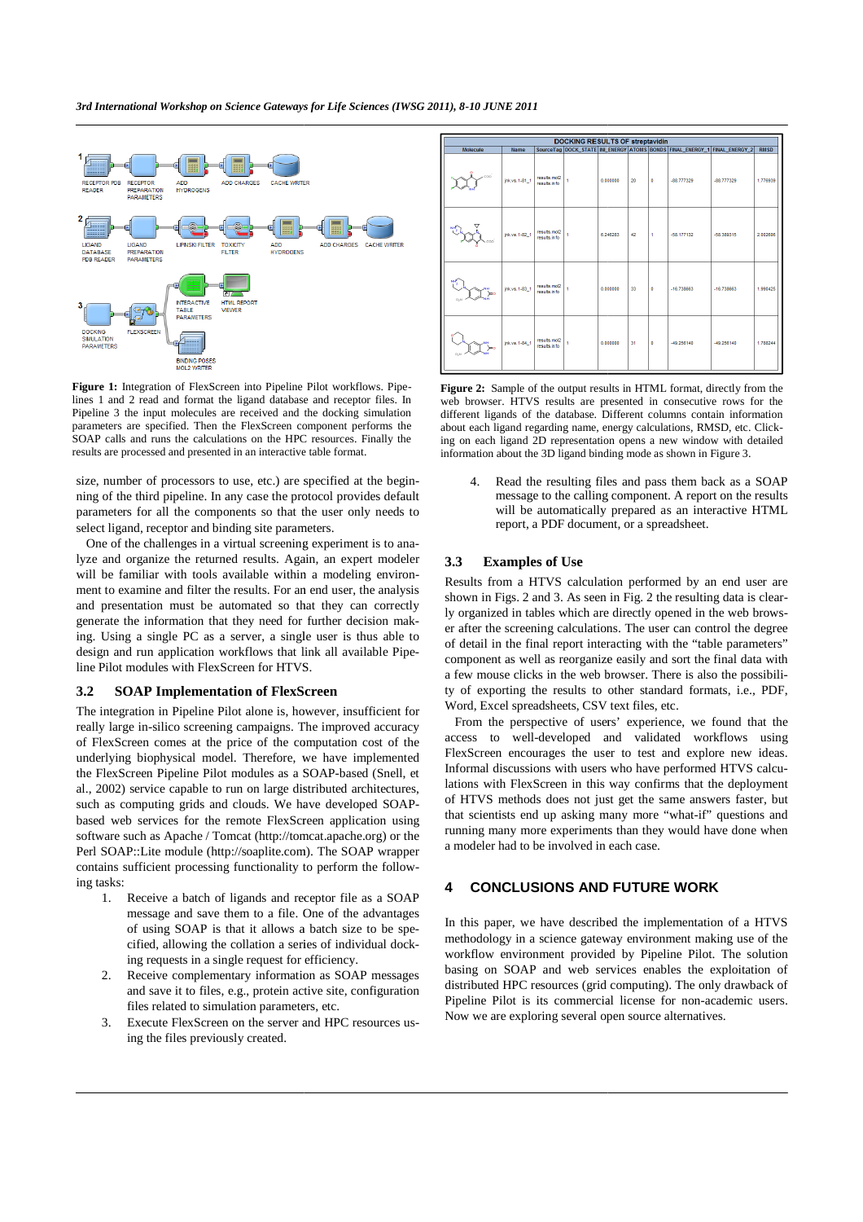**Figure 1:** Integration of FlexScreen into Pipeline Pilot workflows. Pipelines 1 and 2 read and format the ligand database and receptor files. In Pipeline 3 the input molecules are received and the docking simulation parameters are specified. Then the FlexScreen component performs the SOAP calls and runs the calculations on the HPC resources. Finally the results are processed and presented in an interactive table format.

**Figure 2:** Sample of the output results in HTML format, directly from the web browser. HTVS results are presented in consecutive rows for the different ligands of the database. Different columns contain information about each ligand regarding name, energy calculations, RMSD, etc. Clicking on each ligand 2D representation opens a new window with detailed information about the 3D ligand binding mode as shown in Figure 3.

size, number of processors to use, etc.) are specified at the beginning of the third pipeline. In any case the protocol provides default parameters for all the components so that the user only needs to select ligand, receptor and binding site parameters.

One of the challenges in a virtual screening experiment is to analyze and organize the returned results. Again, an expert modeler will be familiar with tools available within a modeling environment to examine and filter the results. For an end user, the analysis and presentation must be automated so that they can correctly generate the information that they need for further decision making. Using a single PC as a server, a single user is thus able to design and run application workflows that link all available Pipeline Pilot modules with FlexScreen for HTVS.

### 3.2 SOAP Implementation of FlexScreen

The integration in Pipeline Pilot alone is, however, insufficient for really large in-silico screening campaigns. The improved accuracy of FlexScreen comes at the price of the computation cost of the underlying biophysical model. Therefore, we have implemented the FlexScreen Pipeline Pilot modules as a SOAP-based (Snell, et al., 2002) service capable to run on large distributed architectures, such as computing grids and clouds. We have developed SOAP-based web services for the remote FlexScreen application using software such as Apache / Tomcat (http://tomcat.apache.org) or the Perl SOAP::Lite module (http://soaplite.com). The SOAP wrapper contains sufficient processing functionality to perform the following tasks:

1. Receive a batch of ligands and receptor file as a SOAP message and save them to a file. One of the advantages of using SOAP is that it allows a batch size to be specified, allowing the collation a series of individual docking requests in a single request for efficiency.
2. Receive complementary information as SOAP messages and save it to files, e.g., protein active site, configuration files related to simulation parameters, etc.
3. Execute FlexScreen on the server and HPC resources using the files previously created.
4. Read the resulting files and pass them back as a SOAP message to the calling component. A report on the results will be automatically prepared as an interactive HTML report, a PDF document, or a spreadsheet.

### 3.3 Examples of Use

Results from a HTVS calculation performed by an end user are shown in Figs. 2 and 3. As seen in Fig. 2 the resulting data is clearly organized in tables which are directly opened in the web browser after the screening calculations. The user can control the degree of detail in the final report interacting with the "table parameters" component as well as reorganize easily and sort the final data with a few mouse clicks in the web browser. There is also the possibility of exporting the results to other standard formats, i.e., PDF, Word, Excel spreadsheets, CSV text files, etc.

From the perspective of users' experience, we found that the access to well-developed and validated workflows using FlexScreen encourages the user to test and explore new ideas. Informal discussions with users who have performed HTVS calculations with FlexScreen in this way confirms that the deployment of HTVS methods does not just get the same answers faster, but that scientists end up asking many more "what-if" questions and running many more experiments than they would have done when a modeler had to be involved in each case.

## 4 CONCLUSIONS AND FUTURE WORK

In this paper, we have described the implementation of a HTVS methodology in a science gateway environment making use of the workflow environment provided by Pipeline Pilot. The solution basing on SOAP and web services enables the exploitation of distributed HPC resources (grid computing). The only drawback of Pipeline Pilot is its commercial license for non-academic users. Now we are exploring several open source alternatives.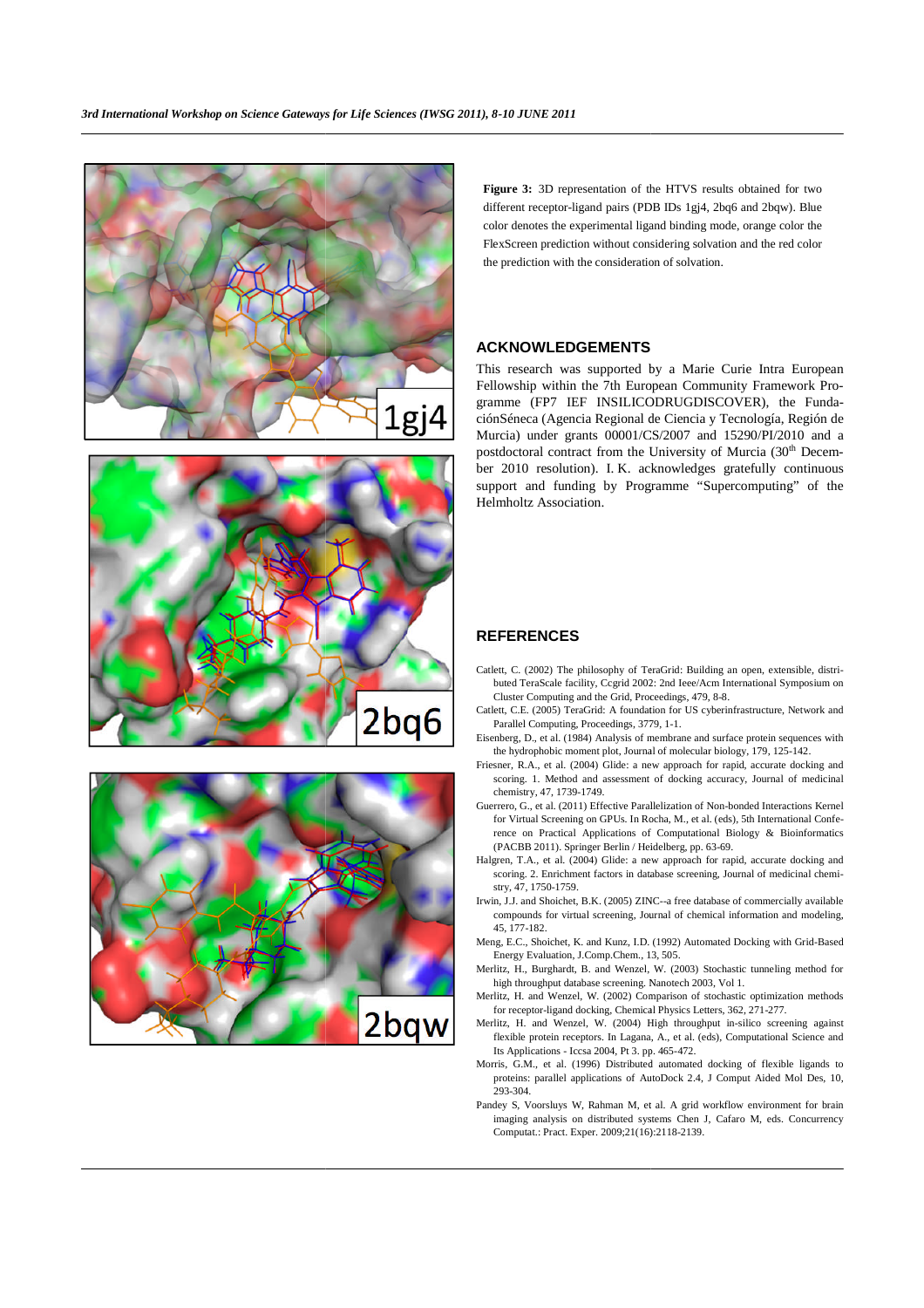**Figure 3:** 3D representation of the HTVS results obtained for two different receptor-ligand pairs (PDB IDs 1gj4, 2bq6 and 2bqw). Blue color denotes the experimental ligand binding mode, orange color the FlexScreen prediction without considering solvation and the red color the prediction with the consideration of solvation.

## ACKNOWLEDGEMENTS

This research was supported by a Marie Curie Intra European Fellowship within the 7th European Community Framework Programme (FP7 IEF INSILICODRUGDISCOVER), the FundaciónSéneca (Agencia Regional de Ciencia y Tecnología, Región de Murcia) under grants 00001/CS/2007 and 15290/PI/2010 and a postdoctoral contract from the University of Murcia (30th December 2010 resolution). I. K. acknowledges gratefully continuous support and funding by Programme "Supercomputing" of the Helmholtz Association.

## REFERENCES

Catlett, C. (2002) The philosophy of TeraGrid: Building an open, extensible, distributed TeraScale facility, Ccgrid 2002: 2nd Ieee/Acm International Symposium on Cluster Computing and the Grid, Proceedings, 479, 8-8.

Catlett, C.E. (2005) TeraGrid: A foundation for US cyberinfrastructure, Network and Parallel Computing, Proceedings, 3779, 1-1.

Eisenberg, D., et al. (1984) Analysis of membrane and surface protein sequences with the hydrophobic moment plot, Journal of molecular biology, 179, 125-142.

Friesner, R.A., et al. (2004) Glide: a new approach for rapid, accurate docking and scoring. 1. Method and assessment of docking accuracy, Journal of medicinal chemistry, 47, 1739-1749.

Guerrero, G., et al. (2011) Effective Parallelization of Non-bonded Interactions Kernel for Virtual Screening on GPUs. In Rocha, M., et al. (eds), 5th International Conference on Practical Applications of Computational Biology & Bioinformatics (PACBB 2011). Springer Berlin / Heidelberg, pp. 63-69.

Halgren, T.A., et al. (2004) Glide: a new approach for rapid, accurate docking and scoring. 2. Enrichment factors in database screening, Journal of medicinal chemistry, 47, 1750-1759.

Irwin, J.J. and Shoichet, B.K. (2005) ZINC--a free database of commercially available compounds for virtual screening, Journal of chemical information and modeling, 45, 177-182.

Meng, E.C., Shoichet, K. and Kunz, I.D. (1992) Automated Docking with Grid-Based Energy Evaluation, J.Comp.Chem., 13, 505.

Merlitz, H., Burghardt, B. and Wenzel, W. (2003) Stochastic tunneling method for high throughput database screening. Nanotech 2003, Vol 1.

Merlitz, H. and Wenzel, W. (2002) Comparison of stochastic optimization methods for receptor-ligand docking, Chemical Physics Letters, 362, 271-277.

Merlitz, H. and Wenzel, W. (2004) High throughput in-silico screening against flexible protein receptors. In Lagana, A., et al. (eds), Computational Science and Its Applications - Iccsa 2004, Pt 3. pp. 465-472.

Morris, G.M., et al. (1996) Distributed automated docking of flexible ligands to proteins: parallel applications of AutoDock 2.4, J Comput Aided Mol Des, 10, 293-304.

Pandey S, Voorsluys W, Rahman M, et al. A grid workflow environment for brain imaging analysis on distributed systems Chen J, Cafaro M, eds. Concurrency Computat.: Pract. Exper. 2009;21(16):2118-2139.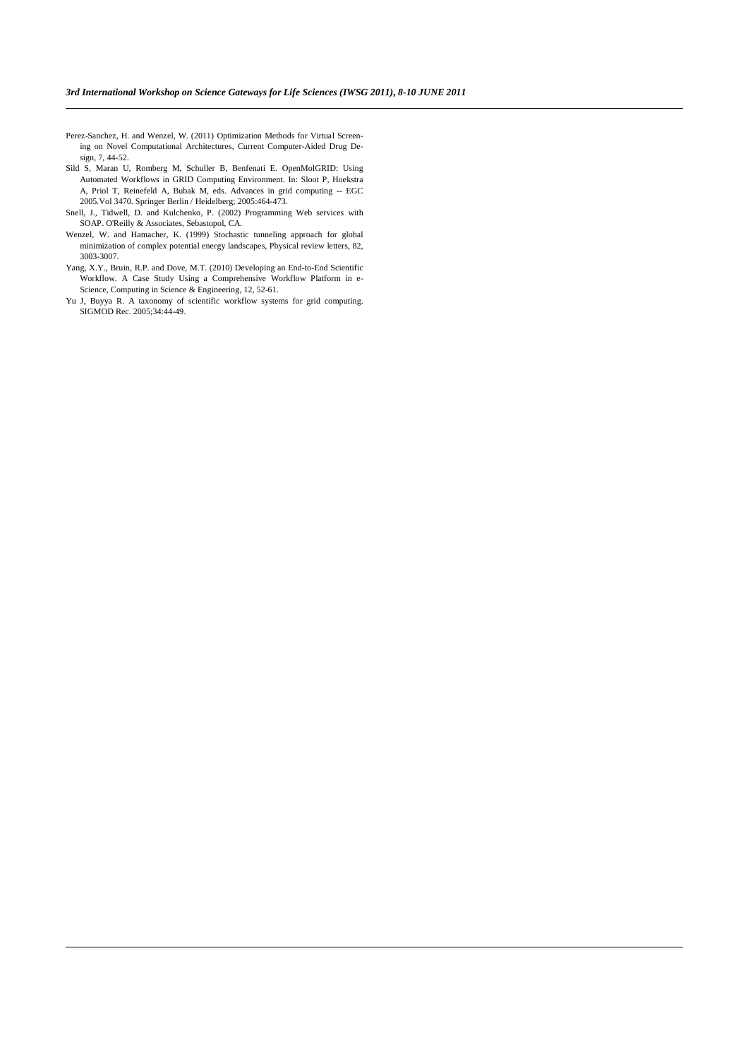Perez-Sanchez, H. and Wenzel, W. (2011) Optimization Methods for Virtual Screening on Novel Computational Architectures, Current Computer-Aided Drug Design, 7, 44-52.

Sild S, Maran U, Romberg M, Schuller B, Benfenati E. OpenMolGRID: Using Automated Workflows in GRID Computing Environment. In: Sloot P, Hoekstra A, Priol T, Reinefeld A, Bubak M, eds. Advances in grid computing -- EGC 2005.Vol 3470. Springer Berlin / Heidelberg; 2005:464-473.

Snell, J., Tidwell, D. and Kulchenko, P. (2002) Programming Web services with SOAP. O'Reilly & Associates, Sebastopol, CA.

Wenzel, W. and Hamacher, K. (1999) Stochastic tunneling approach for global minimization of complex potential energy landscapes, Physical review letters, 82, 3003-3007.

Yang, X.Y., Bruin, R.P. and Dove, M.T. (2010) Developing an End-to-End Scientific Workflow. A Case Study Using a Comprehensive Workflow Platform in e-Science, Computing in Science & Engineering, 12, 52-61.

Yu J, Buyya R. A taxonomy of scientific workflow systems for grid computing. SIGMOD Rec. 2005;34:44-49.